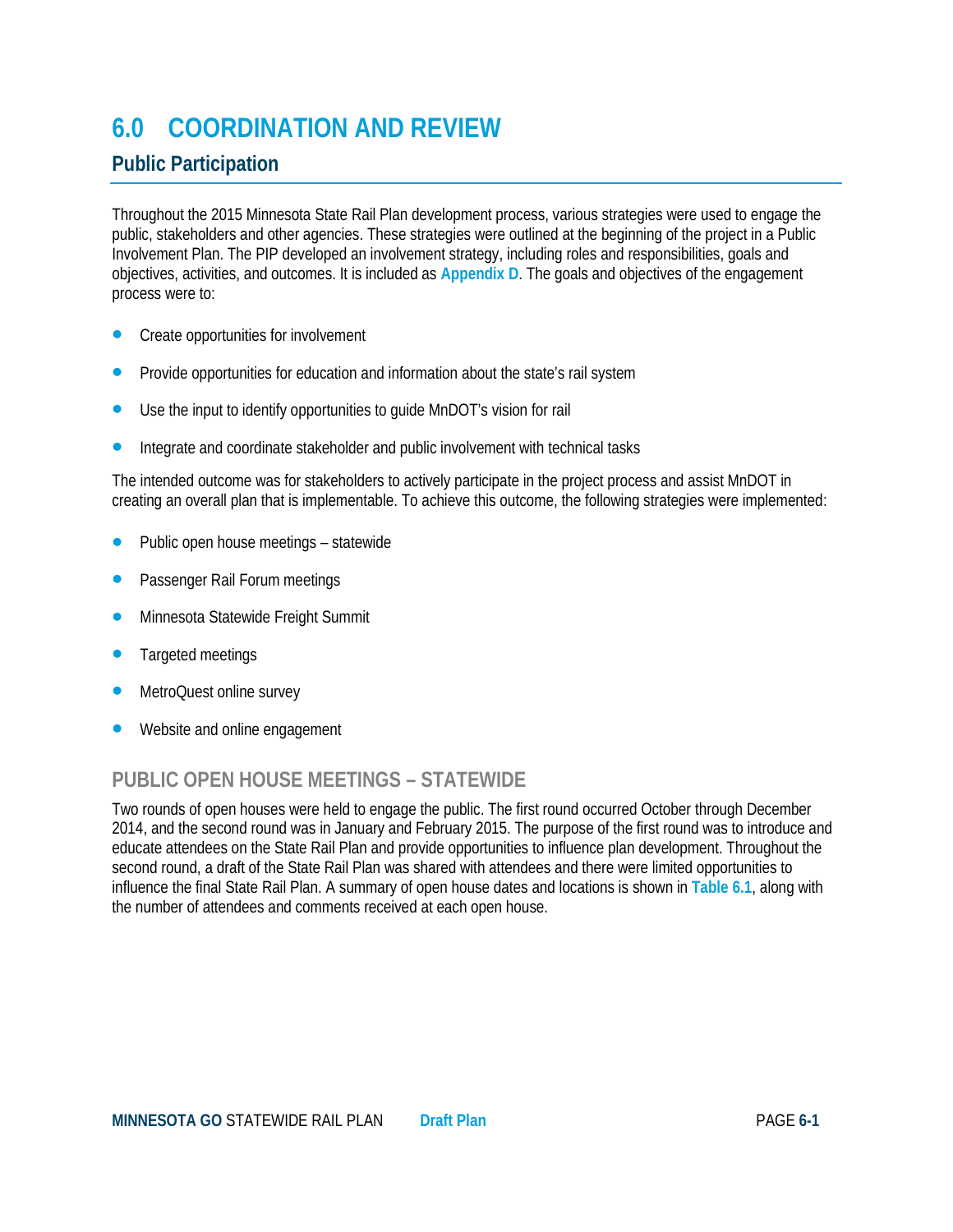# 6.0 COORDINATION AND REVIEW

## Public Participation

Throughout the 2015 Minnesota State Rail Plan development process, various strategies were used to engage the public, stakeholders and other agencies. These strategies were outlined at the beginning of the project in a Public Involvement Plan. The PIP developed an involvement strategy, including roles and responsibilities, goals and objectives, activities, and outcomes. It is included as **Appendix D**. The goals and objectives of the engagement process were to:

- Create opportunities for involvement
- Provide opportunities for education and information about the state's rail system
- Use the input to identify opportunities to guide MnDOT's vision for rail
- Integrate and coordinate stakeholder and public involvement with technical tasks

The intended outcome was for stakeholders to actively participate in the project process and assist MnDOT in creating an overall plan that is implementable. To achieve this outcome, the following strategies were implemented:

- Public open house meetings – statewide
- Passenger Rail Forum meetings
- Minnesota Statewide Freight Summit
- Targeted meetings
- MetroQuest online survey
- Website and online engagement

### PUBLIC OPEN HOUSE MEETINGS – STATEWIDE

Two rounds of open houses were held to engage the public. The first round occurred October through December 2014, and the second round was in January and February 2015. The purpose of the first round was to introduce and educate attendees on the State Rail Plan and provide opportunities to influence plan development. Throughout the second round, a draft of the State Rail Plan was shared with attendees and there were limited opportunities to influence the final State Rail Plan. A summary of open house dates and locations is shown in **Table 6.1**, along with the number of attendees and comments received at each open house.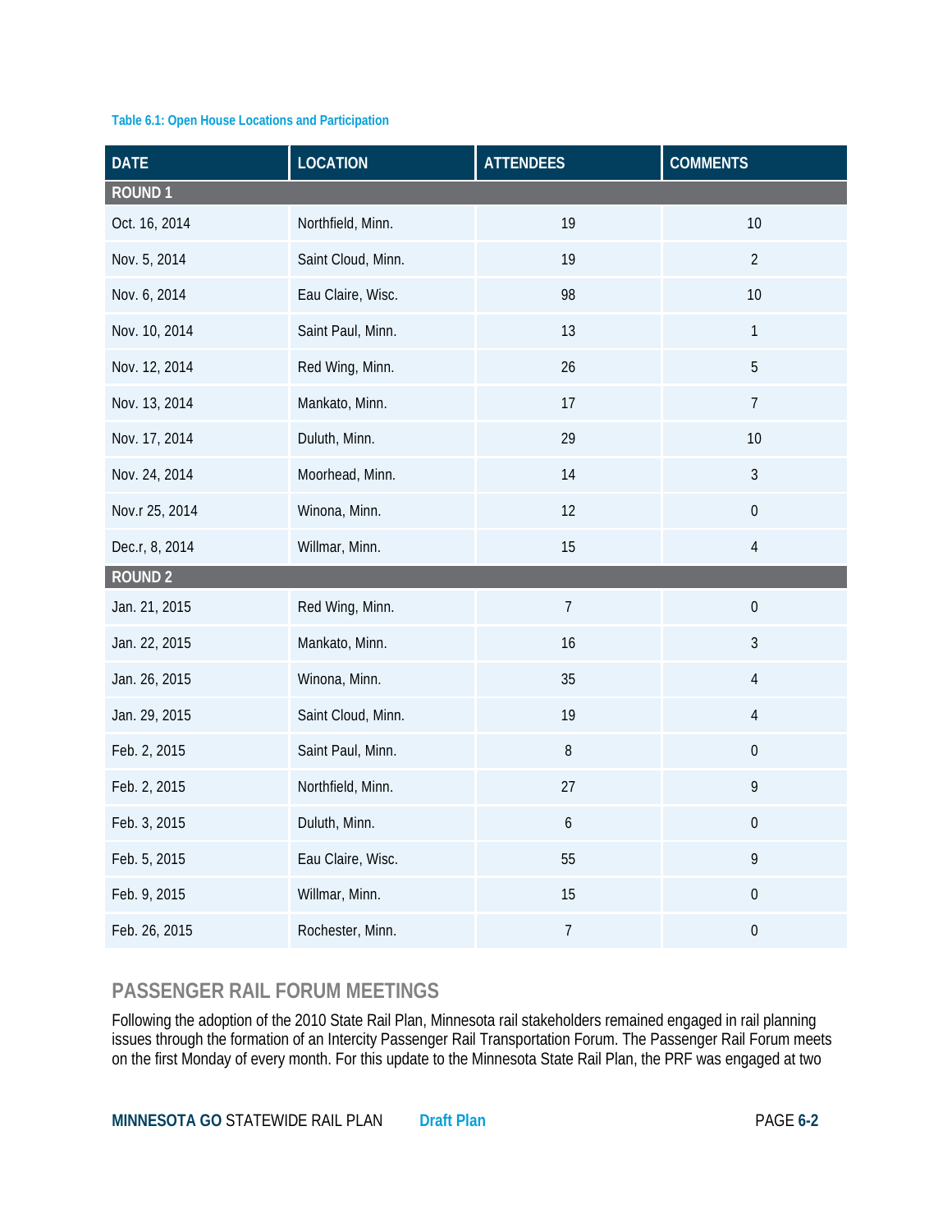Table 6.1: Open House Locations and Participation

| DATE | LOCATION | ATTENDEES | COMMENTS |
|---|---|---|---|
| **ROUND 1** | | | |
| Oct. 16, 2014 | Northfield, Minn. | 19 | 10 |
| Nov. 5, 2014 | Saint Cloud, Minn. | 19 | 2 |
| Nov. 6, 2014 | Eau Claire, Wisc. | 98 | 10 |
| Nov. 10, 2014 | Saint Paul, Minn. | 13 | 1 |
| Nov. 12, 2014 | Red Wing, Minn. | 26 | 5 |
| Nov. 13, 2014 | Mankato, Minn. | 17 | 7 |
| Nov. 17, 2014 | Duluth, Minn. | 29 | 10 |
| Nov. 24, 2014 | Moorhead, Minn. | 14 | 3 |
| Nov.r 25, 2014 | Winona, Minn. | 12 | 0 |
| Dec.r, 8, 2014 | Willmar, Minn. | 15 | 4 |
| **ROUND 2** | | | |
| Jan. 21, 2015 | Red Wing, Minn. | 7 | 0 |
| Jan. 22, 2015 | Mankato, Minn. | 16 | 3 |
| Jan. 26, 2015 | Winona, Minn. | 35 | 4 |
| Jan. 29, 2015 | Saint Cloud, Minn. | 19 | 4 |
| Feb. 2, 2015 | Saint Paul, Minn. | 8 | 0 |
| Feb. 2, 2015 | Northfield, Minn. | 27 | 9 |
| Feb. 3, 2015 | Duluth, Minn. | 6 | 0 |
| Feb. 5, 2015 | Eau Claire, Wisc. | 55 | 9 |
| Feb. 9, 2015 | Willmar, Minn. | 15 | 0 |
| Feb. 26, 2015 | Rochester, Minn. | 7 | 0 |

## PASSENGER RAIL FORUM MEETINGS

Following the adoption of the 2010 State Rail Plan, Minnesota rail stakeholders remained engaged in rail planning issues through the formation of an Intercity Passenger Rail Transportation Forum. The Passenger Rail Forum meets on the first Monday of every month. For this update to the Minnesota State Rail Plan, the PRF was engaged at two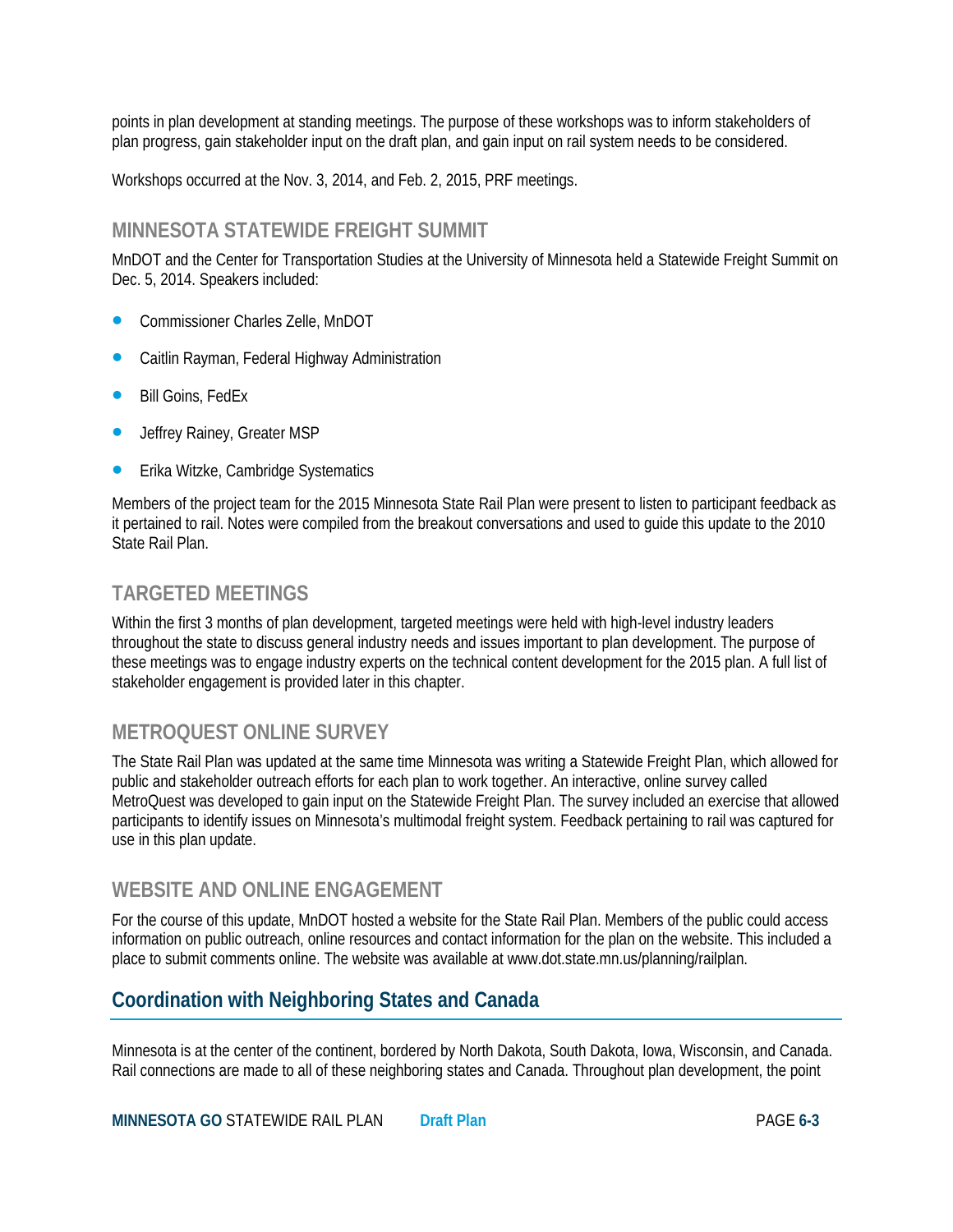points in plan development at standing meetings. The purpose of these workshops was to inform stakeholders of plan progress, gain stakeholder input on the draft plan, and gain input on rail system needs to be considered.

Workshops occurred at the Nov. 3, 2014, and Feb. 2, 2015, PRF meetings.

### MINNESOTA STATEWIDE FREIGHT SUMMIT

MnDOT and the Center for Transportation Studies at the University of Minnesota held a Statewide Freight Summit on Dec. 5, 2014. Speakers included:

- Commissioner Charles Zelle, MnDOT
- Caitlin Rayman, Federal Highway Administration
- Bill Goins, FedEx
- Jeffrey Rainey, Greater MSP
- Erika Witzke, Cambridge Systematics

Members of the project team for the 2015 Minnesota State Rail Plan were present to listen to participant feedback as it pertained to rail. Notes were compiled from the breakout conversations and used to guide this update to the 2010 State Rail Plan.

### TARGETED MEETINGS

Within the first 3 months of plan development, targeted meetings were held with high-level industry leaders throughout the state to discuss general industry needs and issues important to plan development. The purpose of these meetings was to engage industry experts on the technical content development for the 2015 plan. A full list of stakeholder engagement is provided later in this chapter.

### METROQUEST ONLINE SURVEY

The State Rail Plan was updated at the same time Minnesota was writing a Statewide Freight Plan, which allowed for public and stakeholder outreach efforts for each plan to work together. An interactive, online survey called MetroQuest was developed to gain input on the Statewide Freight Plan. The survey included an exercise that allowed participants to identify issues on Minnesota's multimodal freight system. Feedback pertaining to rail was captured for use in this plan update.

### WEBSITE AND ONLINE ENGAGEMENT

For the course of this update, MnDOT hosted a website for the State Rail Plan. Members of the public could access information on public outreach, online resources and contact information for the plan on the website. This included a place to submit comments online. The website was available at www.dot.state.mn.us/planning/railplan.

## Coordination with Neighboring States and Canada

Minnesota is at the center of the continent, bordered by North Dakota, South Dakota, Iowa, Wisconsin, and Canada. Rail connections are made to all of these neighboring states and Canada. Throughout plan development, the point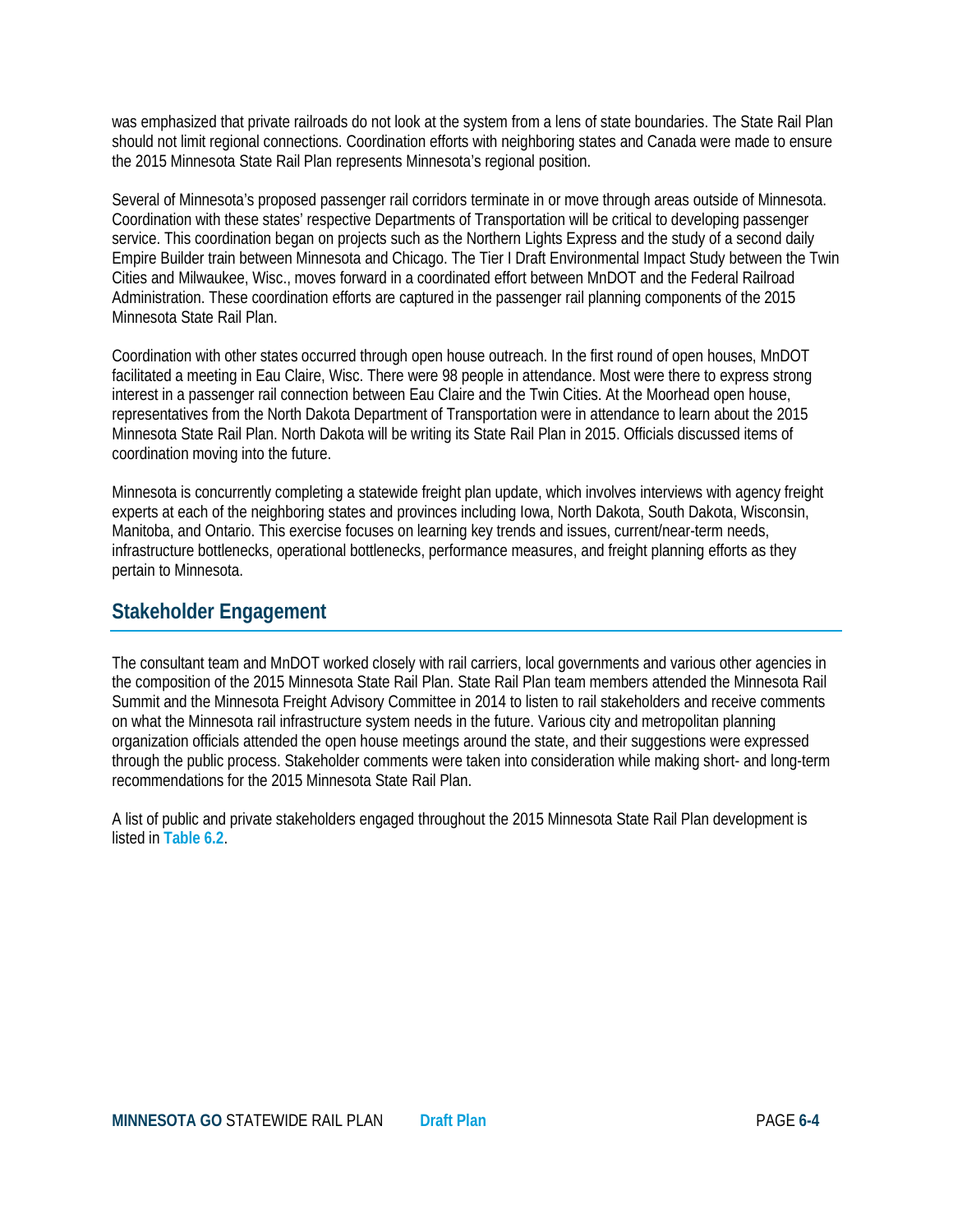was emphasized that private railroads do not look at the system from a lens of state boundaries. The State Rail Plan should not limit regional connections. Coordination efforts with neighboring states and Canada were made to ensure the 2015 Minnesota State Rail Plan represents Minnesota's regional position.

Several of Minnesota's proposed passenger rail corridors terminate in or move through areas outside of Minnesota. Coordination with these states' respective Departments of Transportation will be critical to developing passenger service. This coordination began on projects such as the Northern Lights Express and the study of a second daily Empire Builder train between Minnesota and Chicago. The Tier I Draft Environmental Impact Study between the Twin Cities and Milwaukee, Wisc., moves forward in a coordinated effort between MnDOT and the Federal Railroad Administration. These coordination efforts are captured in the passenger rail planning components of the 2015 Minnesota State Rail Plan.

Coordination with other states occurred through open house outreach. In the first round of open houses, MnDOT facilitated a meeting in Eau Claire, Wisc. There were 98 people in attendance. Most were there to express strong interest in a passenger rail connection between Eau Claire and the Twin Cities. At the Moorhead open house, representatives from the North Dakota Department of Transportation were in attendance to learn about the 2015 Minnesota State Rail Plan. North Dakota will be writing its State Rail Plan in 2015. Officials discussed items of coordination moving into the future.

Minnesota is concurrently completing a statewide freight plan update, which involves interviews with agency freight experts at each of the neighboring states and provinces including Iowa, North Dakota, South Dakota, Wisconsin, Manitoba, and Ontario. This exercise focuses on learning key trends and issues, current/near-term needs, infrastructure bottlenecks, operational bottlenecks, performance measures, and freight planning efforts as they pertain to Minnesota.

## Stakeholder Engagement

The consultant team and MnDOT worked closely with rail carriers, local governments and various other agencies in the composition of the 2015 Minnesota State Rail Plan. State Rail Plan team members attended the Minnesota Rail Summit and the Minnesota Freight Advisory Committee in 2014 to listen to rail stakeholders and receive comments on what the Minnesota rail infrastructure system needs in the future. Various city and metropolitan planning organization officials attended the open house meetings around the state, and their suggestions were expressed through the public process. Stakeholder comments were taken into consideration while making short- and long-term recommendations for the 2015 Minnesota State Rail Plan.

A list of public and private stakeholders engaged throughout the 2015 Minnesota State Rail Plan development is listed in **Table 6.2**.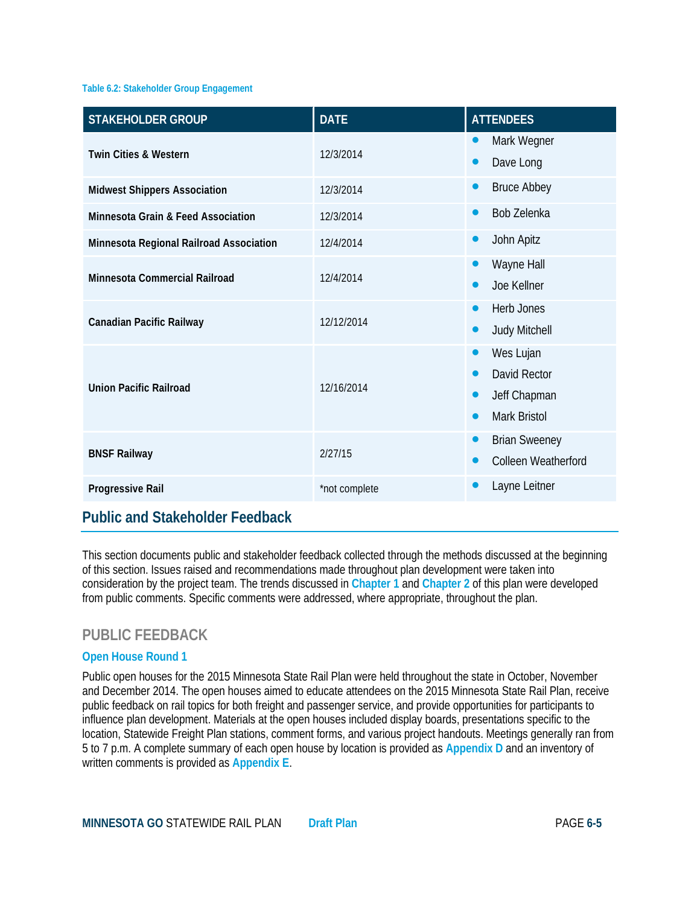Table 6.2: Stakeholder Group Engagement

| STAKEHOLDER GROUP | DATE | ATTENDEES |
| --- | --- | --- |
| **Twin Cities & Western** | 12/3/2014 | • Mark Wegner<br>• Dave Long |
| **Midwest Shippers Association** | 12/3/2014 | • Bruce Abbey |
| **Minnesota Grain & Feed Association** | 12/3/2014 | • Bob Zelenka |
| **Minnesota Regional Railroad Association** | 12/4/2014 | • John Apitz |
| **Minnesota Commercial Railroad** | 12/4/2014 | • Wayne Hall<br>• Joe Kellner |
| **Canadian Pacific Railway** | 12/12/2014 | • Herb Jones<br>• Judy Mitchell |
| **Union Pacific Railroad** | 12/16/2014 | • Wes Lujan<br>• David Rector<br>• Jeff Chapman<br>• Mark Bristol |
| **BNSF Railway** | 2/27/15 | • Brian Sweeney<br>• Colleen Weatherford |
| **Progressive Rail** | *not complete | • Layne Leitner |

## Public and Stakeholder Feedback

This section documents public and stakeholder feedback collected through the methods discussed at the beginning of this section. Issues raised and recommendations made throughout plan development were taken into consideration by the project team. The trends discussed in **Chapter 1** and **Chapter 2** of this plan were developed from public comments. Specific comments were addressed, where appropriate, throughout the plan.

### PUBLIC FEEDBACK

#### Open House Round 1

Public open houses for the 2015 Minnesota State Rail Plan were held throughout the state in October, November and December 2014. The open houses aimed to educate attendees on the 2015 Minnesota State Rail Plan, receive public feedback on rail topics for both freight and passenger service, and provide opportunities for participants to influence plan development. Materials at the open houses included display boards, presentations specific to the location, Statewide Freight Plan stations, comment forms, and various project handouts. Meetings generally ran from 5 to 7 p.m. A complete summary of each open house by location is provided as **Appendix D** and an inventory of written comments is provided as **Appendix E**.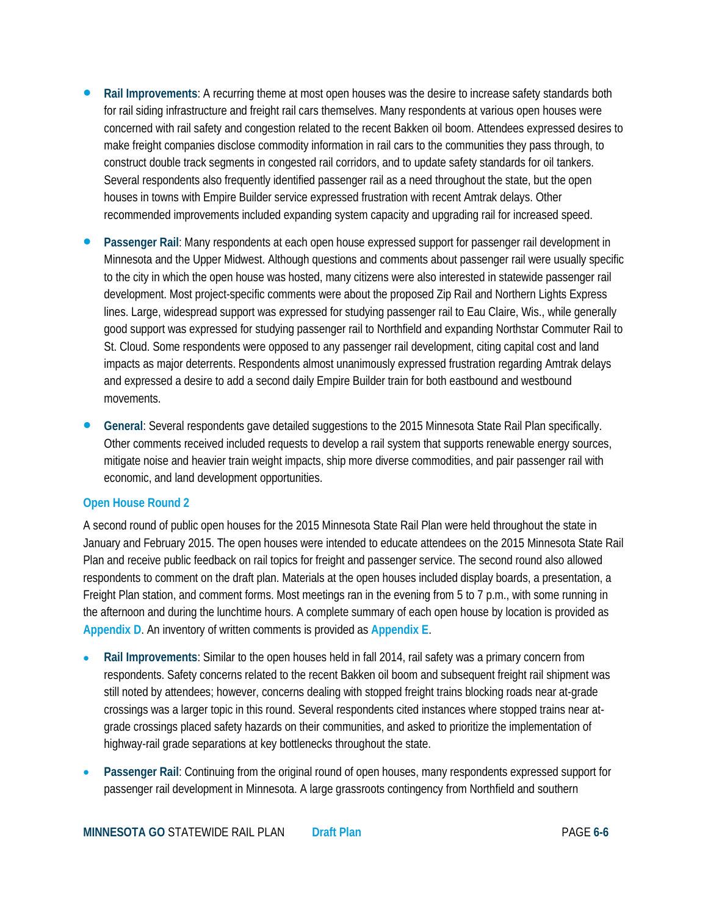- **Rail Improvements**: A recurring theme at most open houses was the desire to increase safety standards both for rail siding infrastructure and freight rail cars themselves. Many respondents at various open houses were concerned with rail safety and congestion related to the recent Bakken oil boom. Attendees expressed desires to make freight companies disclose commodity information in rail cars to the communities they pass through, to construct double track segments in congested rail corridors, and to update safety standards for oil tankers. Several respondents also frequently identified passenger rail as a need throughout the state, but the open houses in towns with Empire Builder service expressed frustration with recent Amtrak delays. Other recommended improvements included expanding system capacity and upgrading rail for increased speed.
- **Passenger Rail**: Many respondents at each open house expressed support for passenger rail development in Minnesota and the Upper Midwest. Although questions and comments about passenger rail were usually specific to the city in which the open house was hosted, many citizens were also interested in statewide passenger rail development. Most project-specific comments were about the proposed Zip Rail and Northern Lights Express lines. Large, widespread support was expressed for studying passenger rail to Eau Claire, Wis., while generally good support was expressed for studying passenger rail to Northfield and expanding Northstar Commuter Rail to St. Cloud. Some respondents were opposed to any passenger rail development, citing capital cost and land impacts as major deterrents. Respondents almost unanimously expressed frustration regarding Amtrak delays and expressed a desire to add a second daily Empire Builder train for both eastbound and westbound movements.
- **General**: Several respondents gave detailed suggestions to the 2015 Minnesota State Rail Plan specifically. Other comments received included requests to develop a rail system that supports renewable energy sources, mitigate noise and heavier train weight impacts, ship more diverse commodities, and pair passenger rail with economic, and land development opportunities.

### Open House Round 2

A second round of public open houses for the 2015 Minnesota State Rail Plan were held throughout the state in January and February 2015. The open houses were intended to educate attendees on the 2015 Minnesota State Rail Plan and receive public feedback on rail topics for freight and passenger service. The second round also allowed respondents to comment on the draft plan. Materials at the open houses included display boards, a presentation, a Freight Plan station, and comment forms. Most meetings ran in the evening from 5 to 7 p.m., with some running in the afternoon and during the lunchtime hours. A complete summary of each open house by location is provided as Appendix D. An inventory of written comments is provided as Appendix E.

- **Rail Improvements**: Similar to the open houses held in fall 2014, rail safety was a primary concern from respondents. Safety concerns related to the recent Bakken oil boom and subsequent freight rail shipment was still noted by attendees; however, concerns dealing with stopped freight trains blocking roads near at-grade crossings was a larger topic in this round. Several respondents cited instances where stopped trains near at-grade crossings placed safety hazards on their communities, and asked to prioritize the implementation of highway-rail grade separations at key bottlenecks throughout the state.
- **Passenger Rail**: Continuing from the original round of open houses, many respondents expressed support for passenger rail development in Minnesota. A large grassroots contingency from Northfield and southern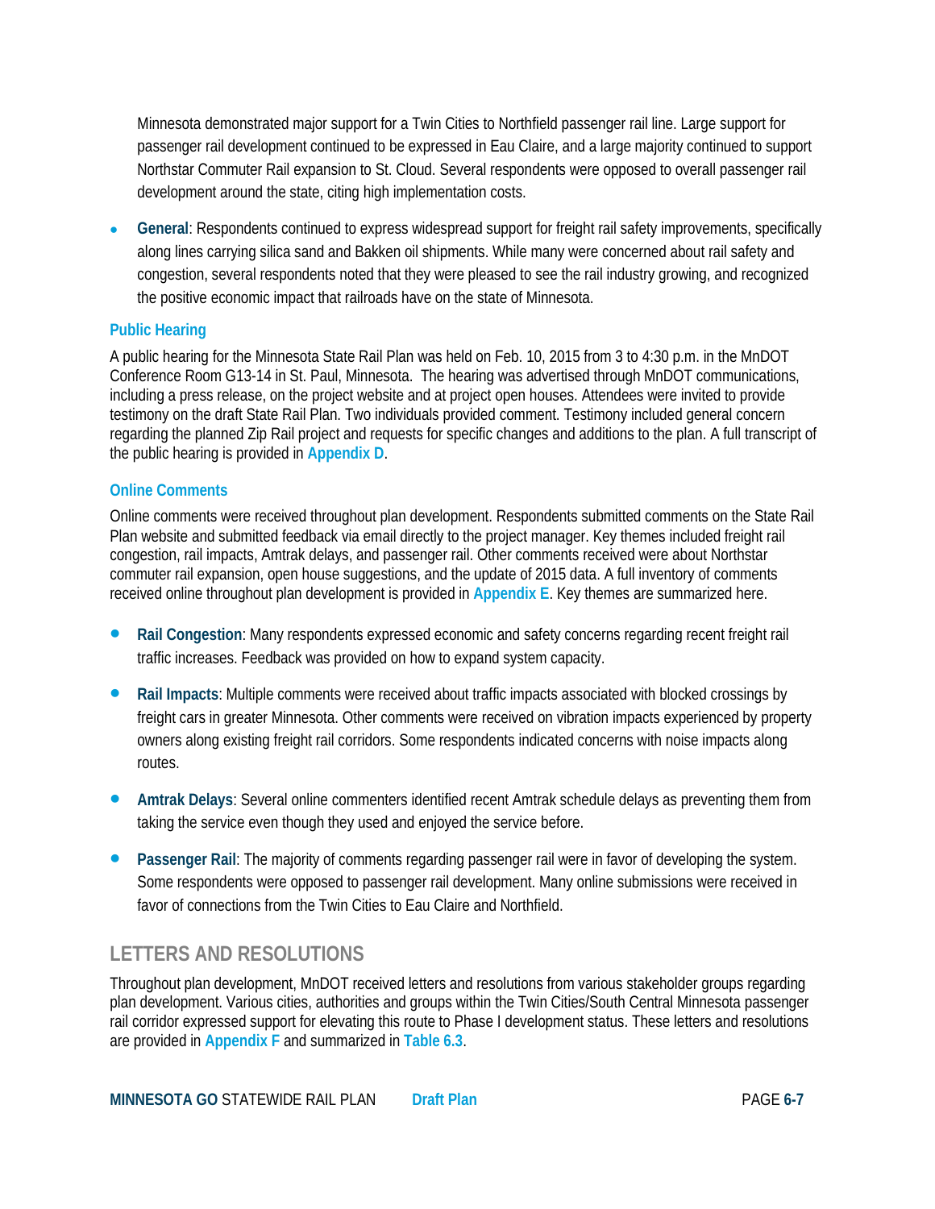Minnesota demonstrated major support for a Twin Cities to Northfield passenger rail line. Large support for passenger rail development continued to be expressed in Eau Claire, and a large majority continued to support Northstar Commuter Rail expansion to St. Cloud. Several respondents were opposed to overall passenger rail development around the state, citing high implementation costs.

- **General**: Respondents continued to express widespread support for freight rail safety improvements, specifically along lines carrying silica sand and Bakken oil shipments. While many were concerned about rail safety and congestion, several respondents noted that they were pleased to see the rail industry growing, and recognized the positive economic impact that railroads have on the state of Minnesota.

### Public Hearing

A public hearing for the Minnesota State Rail Plan was held on Feb. 10, 2015 from 3 to 4:30 p.m. in the MnDOT Conference Room G13-14 in St. Paul, Minnesota. The hearing was advertised through MnDOT communications, including a press release, on the project website and at project open houses. Attendees were invited to provide testimony on the draft State Rail Plan. Two individuals provided comment. Testimony included general concern regarding the planned Zip Rail project and requests for specific changes and additions to the plan. A full transcript of the public hearing is provided in **Appendix D**.

### Online Comments

Online comments were received throughout plan development. Respondents submitted comments on the State Rail Plan website and submitted feedback via email directly to the project manager. Key themes included freight rail congestion, rail impacts, Amtrak delays, and passenger rail. Other comments received were about Northstar commuter rail expansion, open house suggestions, and the update of 2015 data. A full inventory of comments received online throughout plan development is provided in **Appendix E**. Key themes are summarized here.

- **Rail Congestion**: Many respondents expressed economic and safety concerns regarding recent freight rail traffic increases. Feedback was provided on how to expand system capacity.
- **Rail Impacts**: Multiple comments were received about traffic impacts associated with blocked crossings by freight cars in greater Minnesota. Other comments were received on vibration impacts experienced by property owners along existing freight rail corridors. Some respondents indicated concerns with noise impacts along routes.
- **Amtrak Delays**: Several online commenters identified recent Amtrak schedule delays as preventing them from taking the service even though they used and enjoyed the service before.
- **Passenger Rail**: The majority of comments regarding passenger rail were in favor of developing the system. Some respondents were opposed to passenger rail development. Many online submissions were received in favor of connections from the Twin Cities to Eau Claire and Northfield.

## LETTERS AND RESOLUTIONS

Throughout plan development, MnDOT received letters and resolutions from various stakeholder groups regarding plan development. Various cities, authorities and groups within the Twin Cities/South Central Minnesota passenger rail corridor expressed support for elevating this route to Phase I development status. These letters and resolutions are provided in **Appendix F** and summarized in **Table 6.3**.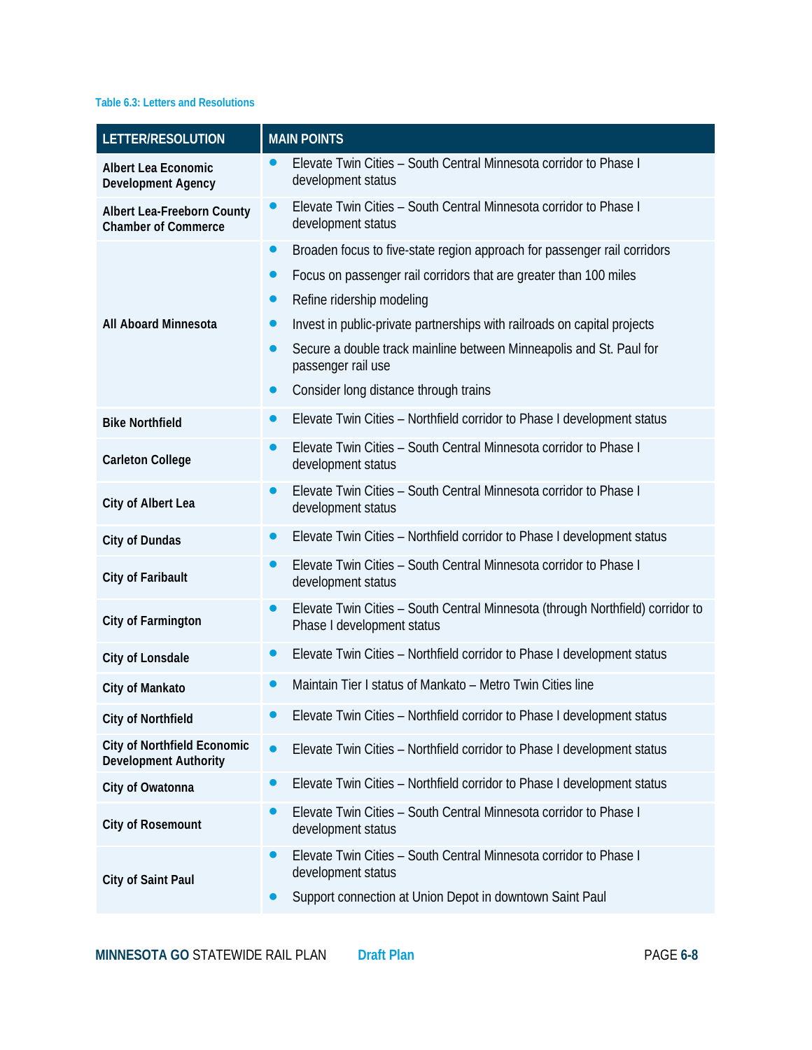Table 6.3: Letters and Resolutions

| LETTER/RESOLUTION | MAIN POINTS |
| --- | --- |
| **Albert Lea Economic Development Agency** | • Elevate Twin Cities – South Central Minnesota corridor to Phase I development status |
| **Albert Lea-Freeborn County Chamber of Commerce** | • Elevate Twin Cities – South Central Minnesota corridor to Phase I development status |
| **All Aboard Minnesota** | • Broaden focus to five-state region approach for passenger rail corridors<br>• Focus on passenger rail corridors that are greater than 100 miles<br>• Refine ridership modeling<br>• Invest in public-private partnerships with railroads on capital projects<br>• Secure a double track mainline between Minneapolis and St. Paul for passenger rail use<br>• Consider long distance through trains |
| **Bike Northfield** | • Elevate Twin Cities – Northfield corridor to Phase I development status |
| **Carleton College** | • Elevate Twin Cities – South Central Minnesota corridor to Phase I development status |
| **City of Albert Lea** | • Elevate Twin Cities – South Central Minnesota corridor to Phase I development status |
| **City of Dundas** | • Elevate Twin Cities – Northfield corridor to Phase I development status |
| **City of Faribault** | • Elevate Twin Cities – South Central Minnesota corridor to Phase I development status |
| **City of Farmington** | • Elevate Twin Cities – South Central Minnesota (through Northfield) corridor to Phase I development status |
| **City of Lonsdale** | • Elevate Twin Cities – Northfield corridor to Phase I development status |
| **City of Mankato** | • Maintain Tier I status of Mankato – Metro Twin Cities line |
| **City of Northfield** | • Elevate Twin Cities – Northfield corridor to Phase I development status |
| **City of Northfield Economic Development Authority** | • Elevate Twin Cities – Northfield corridor to Phase I development status |
| **City of Owatonna** | • Elevate Twin Cities – Northfield corridor to Phase I development status |
| **City of Rosemount** | • Elevate Twin Cities – South Central Minnesota corridor to Phase I development status |
| **City of Saint Paul** | • Elevate Twin Cities – South Central Minnesota corridor to Phase I development status<br>• Support connection at Union Depot in downtown Saint Paul |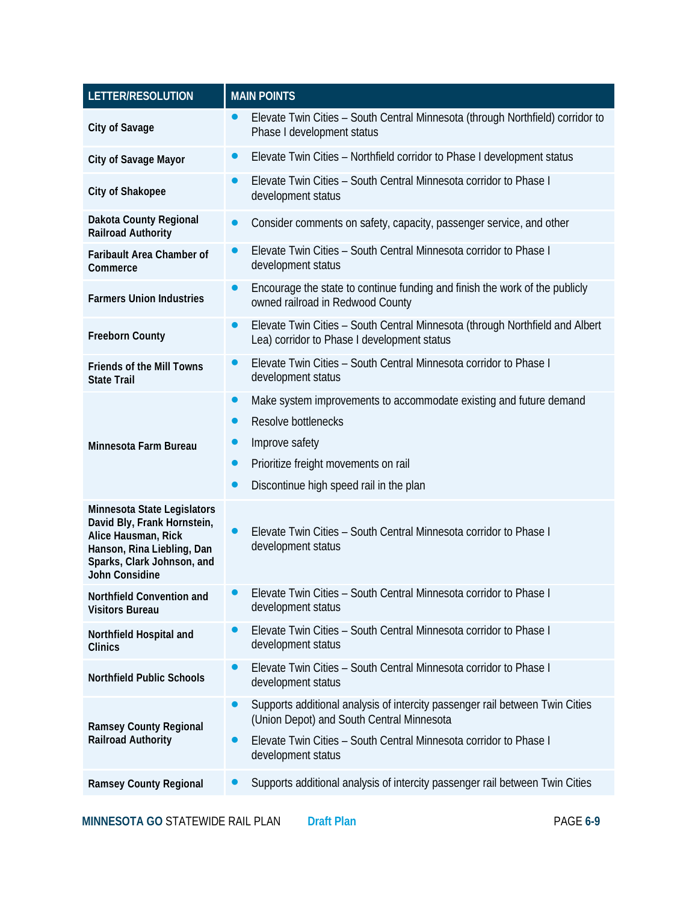| LETTER/RESOLUTION | MAIN POINTS |
|---|---|
| **City of Savage** | • Elevate Twin Cities – South Central Minnesota (through Northfield) corridor to Phase I development status |
| **City of Savage Mayor** | • Elevate Twin Cities – Northfield corridor to Phase I development status |
| **City of Shakopee** | • Elevate Twin Cities – South Central Minnesota corridor to Phase I development status |
| **Dakota County Regional Railroad Authority** | • Consider comments on safety, capacity, passenger service, and other |
| **Faribault Area Chamber of Commerce** | • Elevate Twin Cities – South Central Minnesota corridor to Phase I development status |
| **Farmers Union Industries** | • Encourage the state to continue funding and finish the work of the publicly owned railroad in Redwood County |
| **Freeborn County** | • Elevate Twin Cities – South Central Minnesota (through Northfield and Albert Lea) corridor to Phase I development status |
| **Friends of the Mill Towns State Trail** | • Elevate Twin Cities – South Central Minnesota corridor to Phase I development status |
| **Minnesota Farm Bureau** | • Make system improvements to accommodate existing and future demand<br>• Resolve bottlenecks<br>• Improve safety<br>• Prioritize freight movements on rail<br>• Discontinue high speed rail in the plan |
| **Minnesota State Legislators David Bly, Frank Hornstein, Alice Hausman, Rick Hanson, Rina Liebling, Dan Sparks, Clark Johnson, and John Considine** | • Elevate Twin Cities – South Central Minnesota corridor to Phase I development status |
| **Northfield Convention and Visitors Bureau** | • Elevate Twin Cities – South Central Minnesota corridor to Phase I development status |
| **Northfield Hospital and Clinics** | • Elevate Twin Cities – South Central Minnesota corridor to Phase I development status |
| **Northfield Public Schools** | • Elevate Twin Cities – South Central Minnesota corridor to Phase I development status |
| **Ramsey County Regional Railroad Authority** | • Supports additional analysis of intercity passenger rail between Twin Cities (Union Depot) and South Central Minnesota<br>• Elevate Twin Cities – South Central Minnesota corridor to Phase I development status |
| **Ramsey County Regional** | • Supports additional analysis of intercity passenger rail between Twin Cities |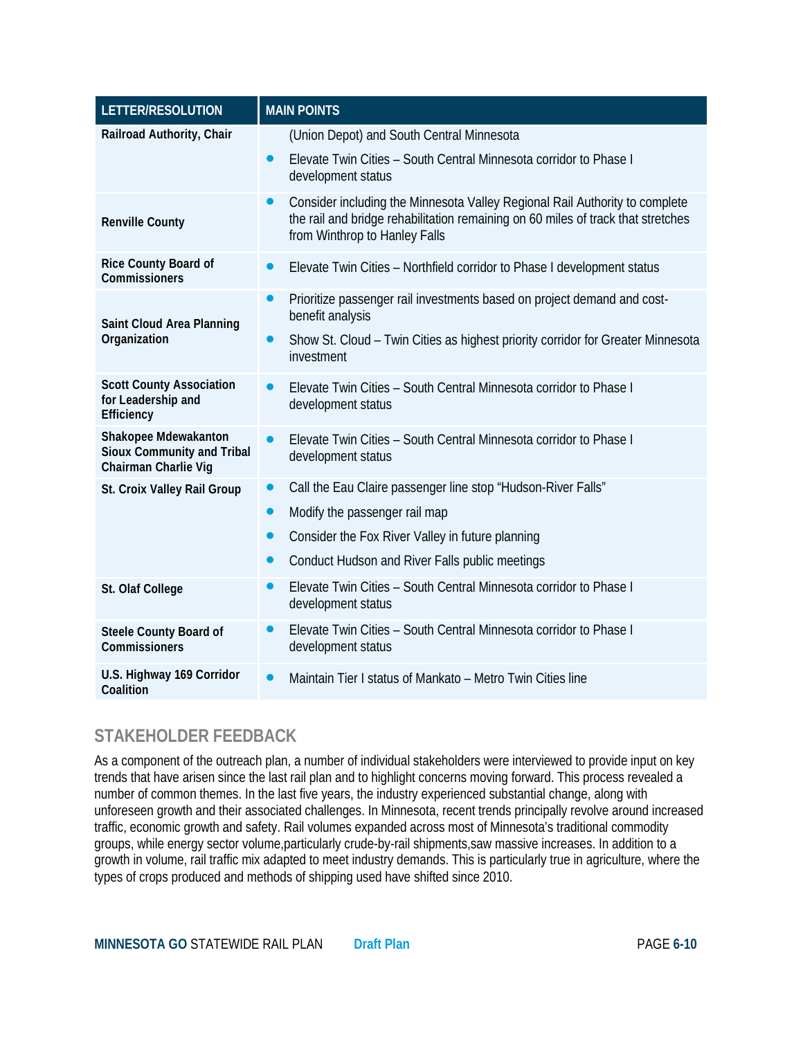| LETTER/RESOLUTION | MAIN POINTS |
|---|---|
| Railroad Authority, Chair | (Union Depot) and South Central Minnesota<br>• Elevate Twin Cities – South Central Minnesota corridor to Phase I development status |
| Renville County | • Consider including the Minnesota Valley Regional Rail Authority to complete the rail and bridge rehabilitation remaining on 60 miles of track that stretches from Winthrop to Hanley Falls |
| Rice County Board of Commissioners | • Elevate Twin Cities – Northfield corridor to Phase I development status |
| Saint Cloud Area Planning Organization | • Prioritize passenger rail investments based on project demand and cost-benefit analysis<br>• Show St. Cloud – Twin Cities as highest priority corridor for Greater Minnesota investment |
| Scott County Association for Leadership and Efficiency | • Elevate Twin Cities – South Central Minnesota corridor to Phase I development status |
| Shakopee Mdewakanton Sioux Community and Tribal Chairman Charlie Vig | • Elevate Twin Cities – South Central Minnesota corridor to Phase I development status |
| St. Croix Valley Rail Group | • Call the Eau Claire passenger line stop "Hudson-River Falls"<br>• Modify the passenger rail map<br>• Consider the Fox River Valley in future planning<br>• Conduct Hudson and River Falls public meetings |
| St. Olaf College | • Elevate Twin Cities – South Central Minnesota corridor to Phase I development status |
| Steele County Board of Commissioners | • Elevate Twin Cities – South Central Minnesota corridor to Phase I development status |
| U.S. Highway 169 Corridor Coalition | • Maintain Tier I status of Mankato – Metro Twin Cities line |

## STAKEHOLDER FEEDBACK

As a component of the outreach plan, a number of individual stakeholders were interviewed to provide input on key trends that have arisen since the last rail plan and to highlight concerns moving forward. This process revealed a number of common themes. In the last five years, the industry experienced substantial change, along with unforeseen growth and their associated challenges. In Minnesota, recent trends principally revolve around increased traffic, economic growth and safety. Rail volumes expanded across most of Minnesota's traditional commodity groups, while energy sector volume,particularly crude-by-rail shipments,saw massive increases. In addition to a growth in volume, rail traffic mix adapted to meet industry demands. This is particularly true in agriculture, where the types of crops produced and methods of shipping used have shifted since 2010.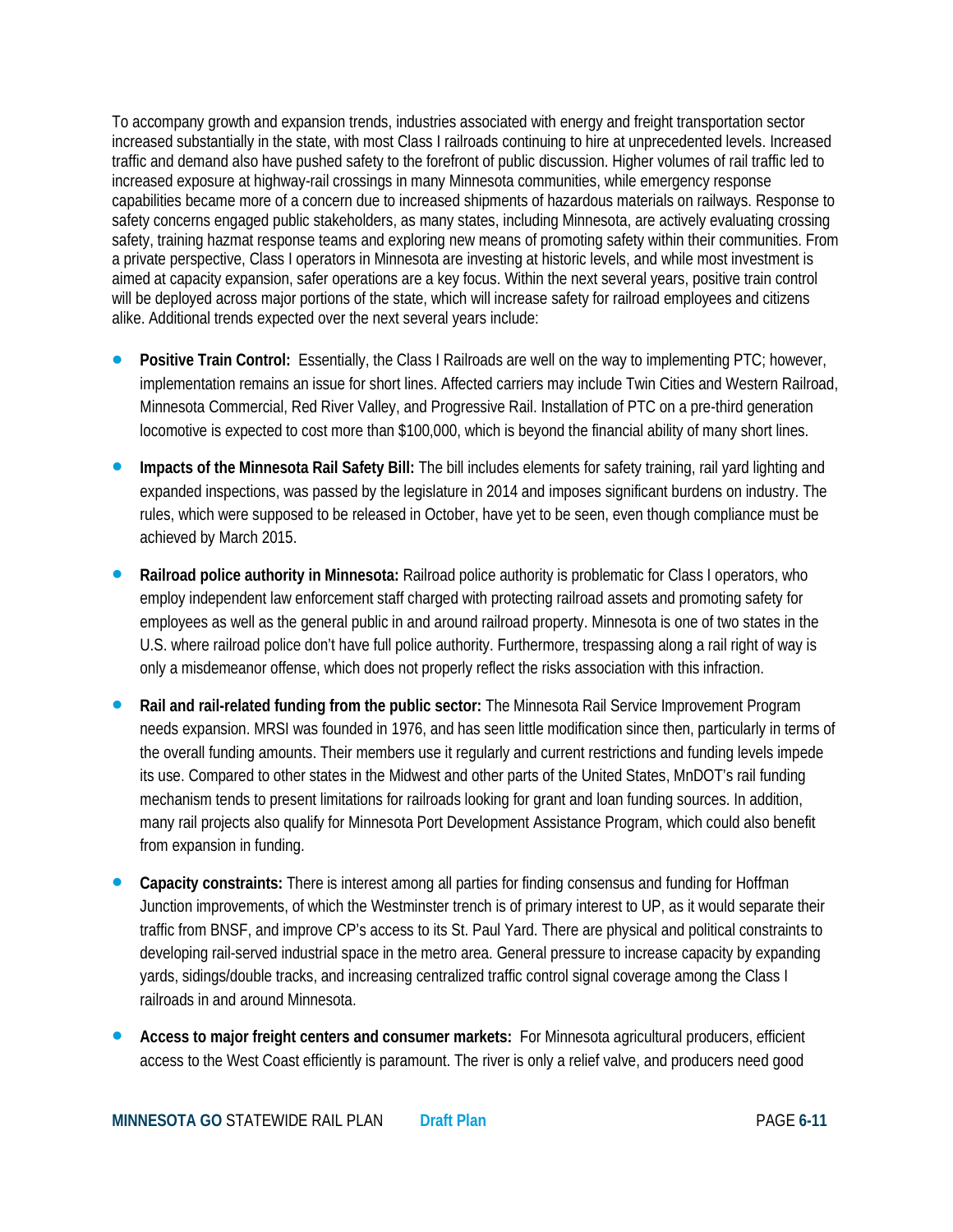To accompany growth and expansion trends, industries associated with energy and freight transportation sector increased substantially in the state, with most Class I railroads continuing to hire at unprecedented levels. Increased traffic and demand also have pushed safety to the forefront of public discussion. Higher volumes of rail traffic led to increased exposure at highway-rail crossings in many Minnesota communities, while emergency response capabilities became more of a concern due to increased shipments of hazardous materials on railways. Response to safety concerns engaged public stakeholders, as many states, including Minnesota, are actively evaluating crossing safety, training hazmat response teams and exploring new means of promoting safety within their communities. From a private perspective, Class I operators in Minnesota are investing at historic levels, and while most investment is aimed at capacity expansion, safer operations are a key focus. Within the next several years, positive train control will be deployed across major portions of the state, which will increase safety for railroad employees and citizens alike. Additional trends expected over the next several years include:

- **Positive Train Control:** Essentially, the Class I Railroads are well on the way to implementing PTC; however, implementation remains an issue for short lines. Affected carriers may include Twin Cities and Western Railroad, Minnesota Commercial, Red River Valley, and Progressive Rail. Installation of PTC on a pre-third generation locomotive is expected to cost more than $100,000, which is beyond the financial ability of many short lines.
- **Impacts of the Minnesota Rail Safety Bill:** The bill includes elements for safety training, rail yard lighting and expanded inspections, was passed by the legislature in 2014 and imposes significant burdens on industry. The rules, which were supposed to be released in October, have yet to be seen, even though compliance must be achieved by March 2015.
- **Railroad police authority in Minnesota:** Railroad police authority is problematic for Class I operators, who employ independent law enforcement staff charged with protecting railroad assets and promoting safety for employees as well as the general public in and around railroad property. Minnesota is one of two states in the U.S. where railroad police don't have full police authority. Furthermore, trespassing along a rail right of way is only a misdemeanor offense, which does not properly reflect the risks association with this infraction.
- **Rail and rail-related funding from the public sector:** The Minnesota Rail Service Improvement Program needs expansion. MRSI was founded in 1976, and has seen little modification since then, particularly in terms of the overall funding amounts. Their members use it regularly and current restrictions and funding levels impede its use. Compared to other states in the Midwest and other parts of the United States, MnDOT's rail funding mechanism tends to present limitations for railroads looking for grant and loan funding sources. In addition, many rail projects also qualify for Minnesota Port Development Assistance Program, which could also benefit from expansion in funding.
- **Capacity constraints:** There is interest among all parties for finding consensus and funding for Hoffman Junction improvements, of which the Westminster trench is of primary interest to UP, as it would separate their traffic from BNSF, and improve CP's access to its St. Paul Yard. There are physical and political constraints to developing rail-served industrial space in the metro area. General pressure to increase capacity by expanding yards, sidings/double tracks, and increasing centralized traffic control signal coverage among the Class I railroads in and around Minnesota.
- **Access to major freight centers and consumer markets:** For Minnesota agricultural producers, efficient access to the West Coast efficiently is paramount. The river is only a relief valve, and producers need good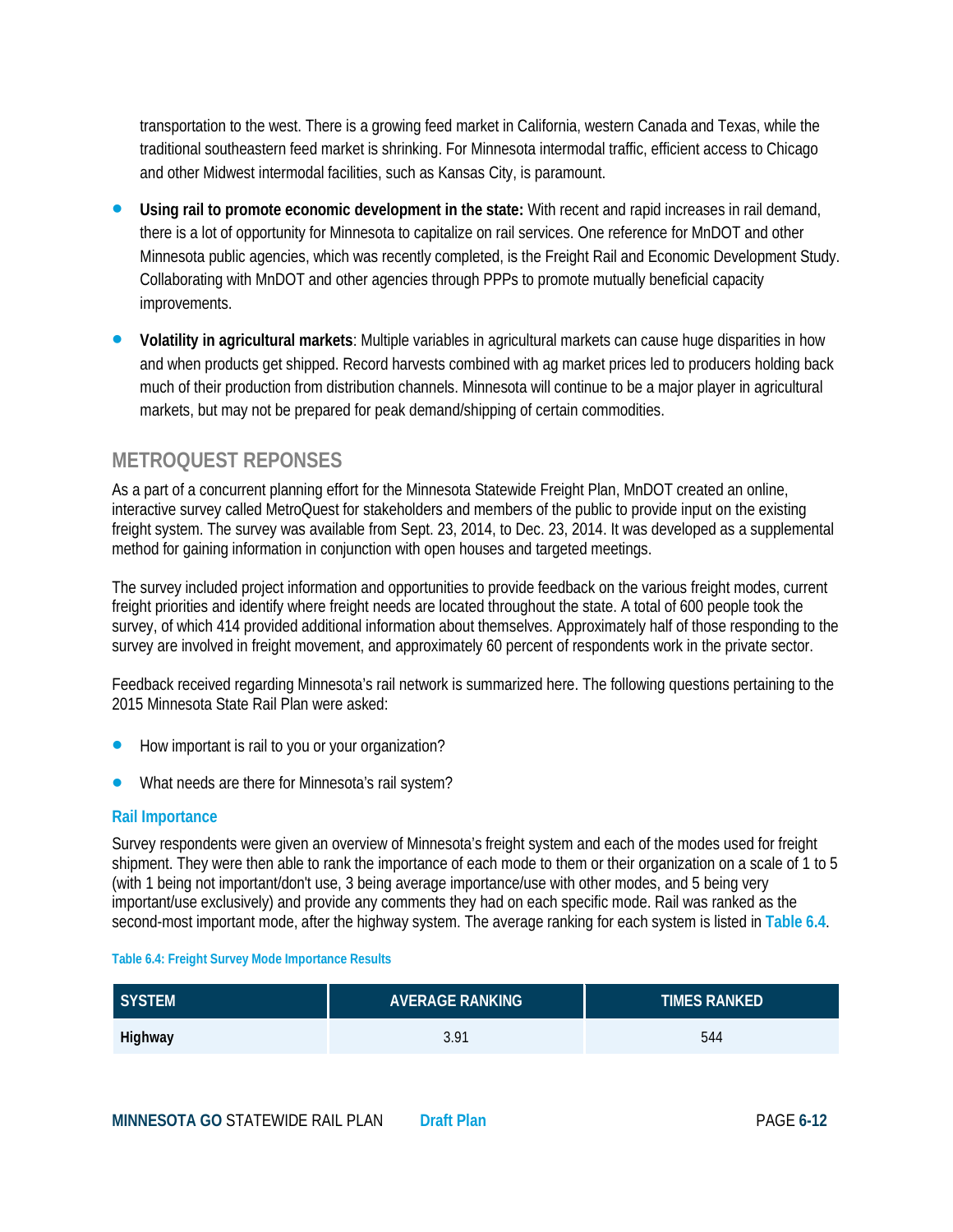transportation to the west. There is a growing feed market in California, western Canada and Texas, while the traditional southeastern feed market is shrinking. For Minnesota intermodal traffic, efficient access to Chicago and other Midwest intermodal facilities, such as Kansas City, is paramount.

- **Using rail to promote economic development in the state:** With recent and rapid increases in rail demand, there is a lot of opportunity for Minnesota to capitalize on rail services. One reference for MnDOT and other Minnesota public agencies, which was recently completed, is the Freight Rail and Economic Development Study. Collaborating with MnDOT and other agencies through PPPs to promote mutually beneficial capacity improvements.
- **Volatility in agricultural markets**: Multiple variables in agricultural markets can cause huge disparities in how and when products get shipped. Record harvests combined with ag market prices led to producers holding back much of their production from distribution channels. Minnesota will continue to be a major player in agricultural markets, but may not be prepared for peak demand/shipping of certain commodities.

## METROQUEST REPONSES

As a part of a concurrent planning effort for the Minnesota Statewide Freight Plan, MnDOT created an online, interactive survey called MetroQuest for stakeholders and members of the public to provide input on the existing freight system. The survey was available from Sept. 23, 2014, to Dec. 23, 2014. It was developed as a supplemental method for gaining information in conjunction with open houses and targeted meetings.

The survey included project information and opportunities to provide feedback on the various freight modes, current freight priorities and identify where freight needs are located throughout the state. A total of 600 people took the survey, of which 414 provided additional information about themselves. Approximately half of those responding to the survey are involved in freight movement, and approximately 60 percent of respondents work in the private sector.

Feedback received regarding Minnesota's rail network is summarized here. The following questions pertaining to the 2015 Minnesota State Rail Plan were asked:

- How important is rail to you or your organization?
- What needs are there for Minnesota's rail system?

### Rail Importance

Survey respondents were given an overview of Minnesota's freight system and each of the modes used for freight shipment. They were then able to rank the importance of each mode to them or their organization on a scale of 1 to 5 (with 1 being not important/don't use, 3 being average importance/use with other modes, and 5 being very important/use exclusively) and provide any comments they had on each specific mode. Rail was ranked as the second-most important mode, after the highway system. The average ranking for each system is listed in Table 6.4.

Table 6.4: Freight Survey Mode Importance Results

| SYSTEM | AVERAGE RANKING | TIMES RANKED |
|---|---|---|
| **Highway** | 3.91 | 544 |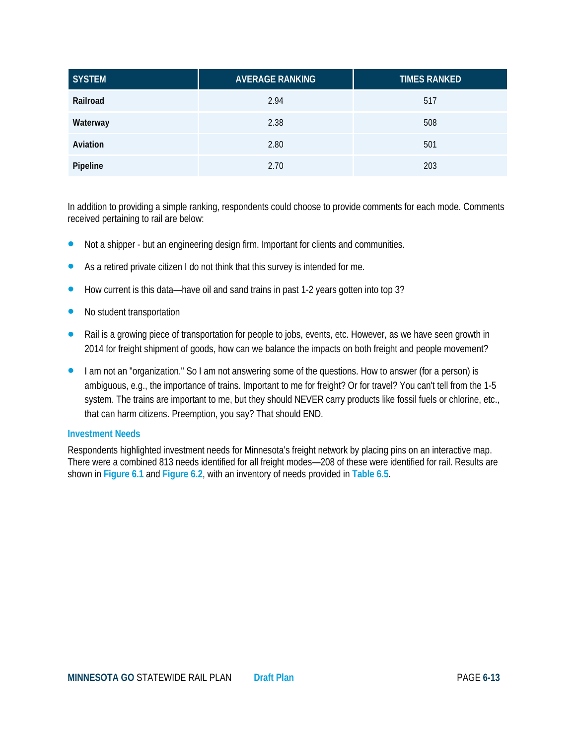| SYSTEM | AVERAGE RANKING | TIMES RANKED |
| --- | --- | --- |
| **Railroad** | 2.94 | 517 |
| **Waterway** | 2.38 | 508 |
| **Aviation** | 2.80 | 501 |
| **Pipeline** | 2.70 | 203 |

In addition to providing a simple ranking, respondents could choose to provide comments for each mode. Comments received pertaining to rail are below:

- Not a shipper - but an engineering design firm. Important for clients and communities.
- As a retired private citizen I do not think that this survey is intended for me.
- How current is this data—have oil and sand trains in past 1-2 years gotten into top 3?
- No student transportation
- Rail is a growing piece of transportation for people to jobs, events, etc. However, as we have seen growth in 2014 for freight shipment of goods, how can we balance the impacts on both freight and people movement?
- I am not an "organization." So I am not answering some of the questions. How to answer (for a person) is ambiguous, e.g., the importance of trains. Important to me for freight? Or for travel? You can't tell from the 1-5 system. The trains are important to me, but they should NEVER carry products like fossil fuels or chlorine, etc., that can harm citizens. Preemption, you say? That should END.

### Investment Needs

Respondents highlighted investment needs for Minnesota's freight network by placing pins on an interactive map. There were a combined 813 needs identified for all freight modes—208 of these were identified for rail. Results are shown in **Figure 6.1** and **Figure 6.2**, with an inventory of needs provided in **Table 6.5**.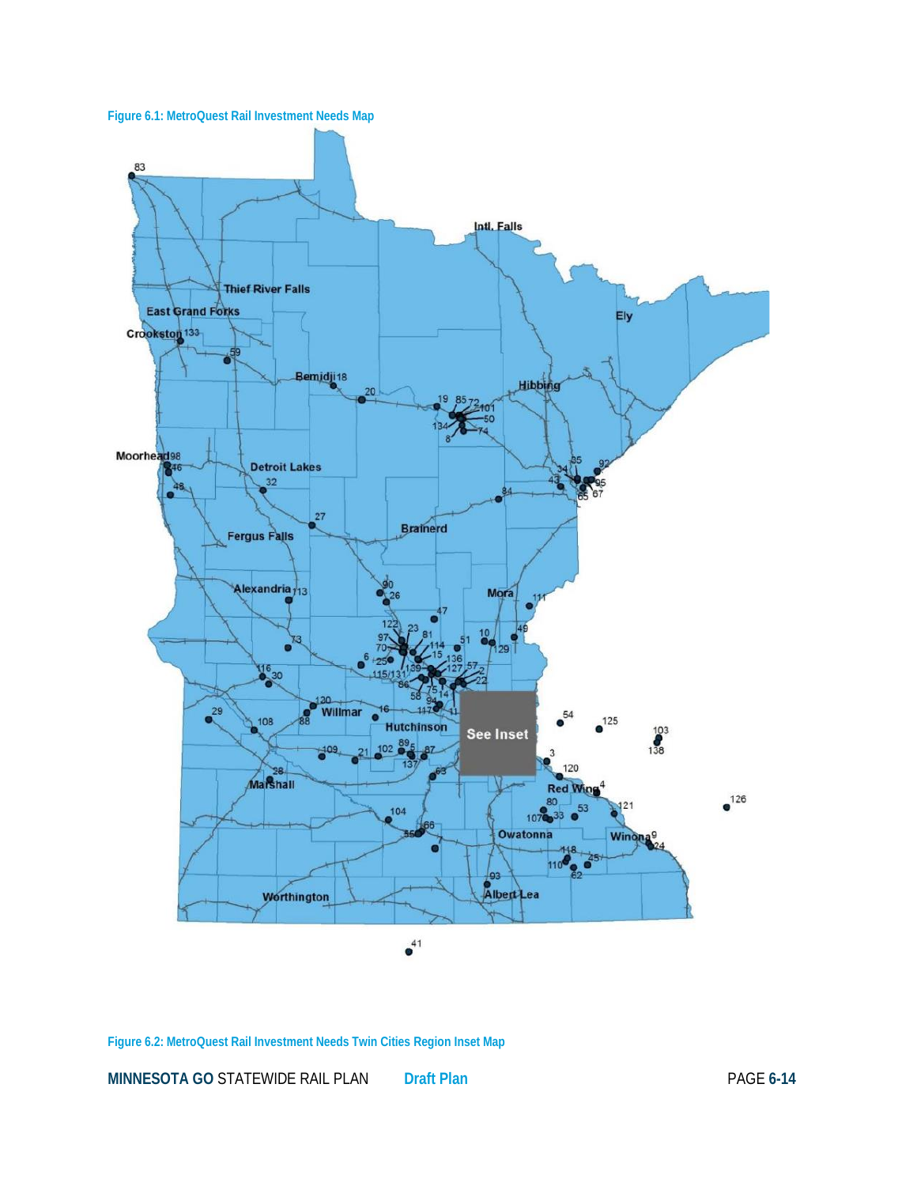Figure 6.1: MetroQuest Rail Investment Needs Map

Figure 6.2: MetroQuest Rail Investment Needs Twin Cities Region Inset Map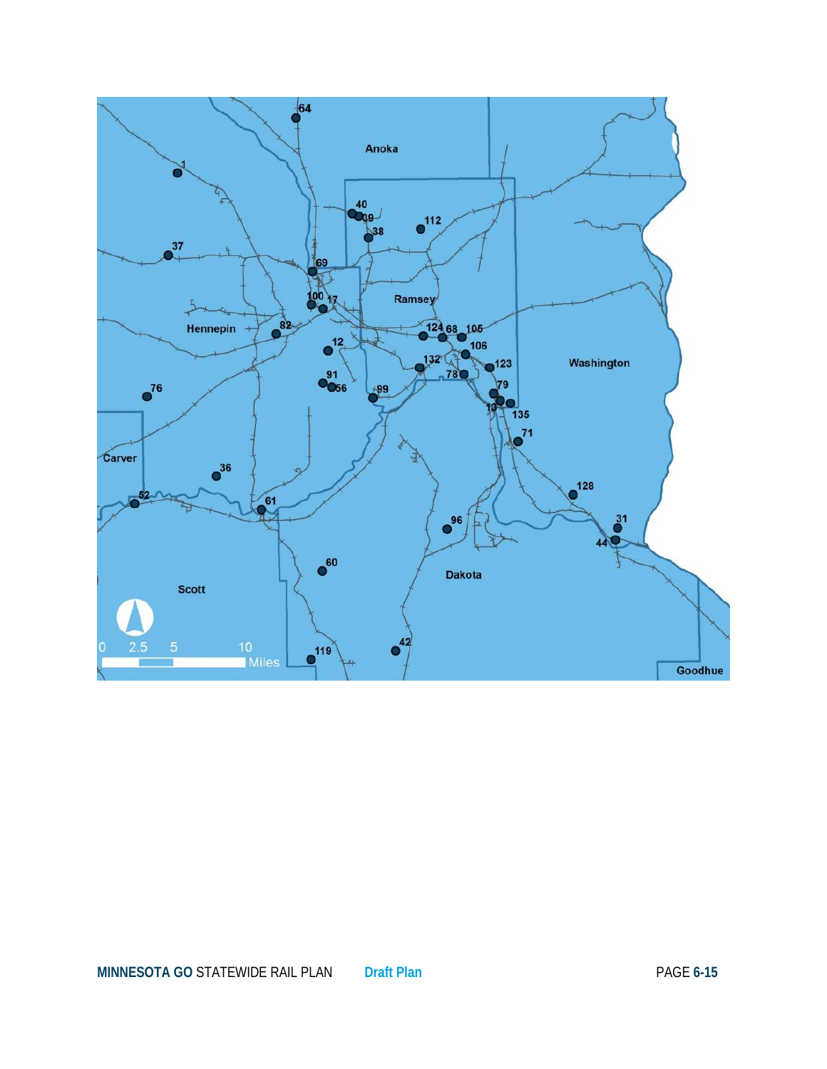64

Anoka

1

40
39
38
112

37

69

100
17
Ramsey

Hennepin
82

124
68
105

12

106

132

123

Washington

91
56
78

76

99

79

13
135

71

Carver

36

128

52

61

31

96

44

60

Dakota

Scott

0 2.5 5 10 Miles

119

42

Goodhue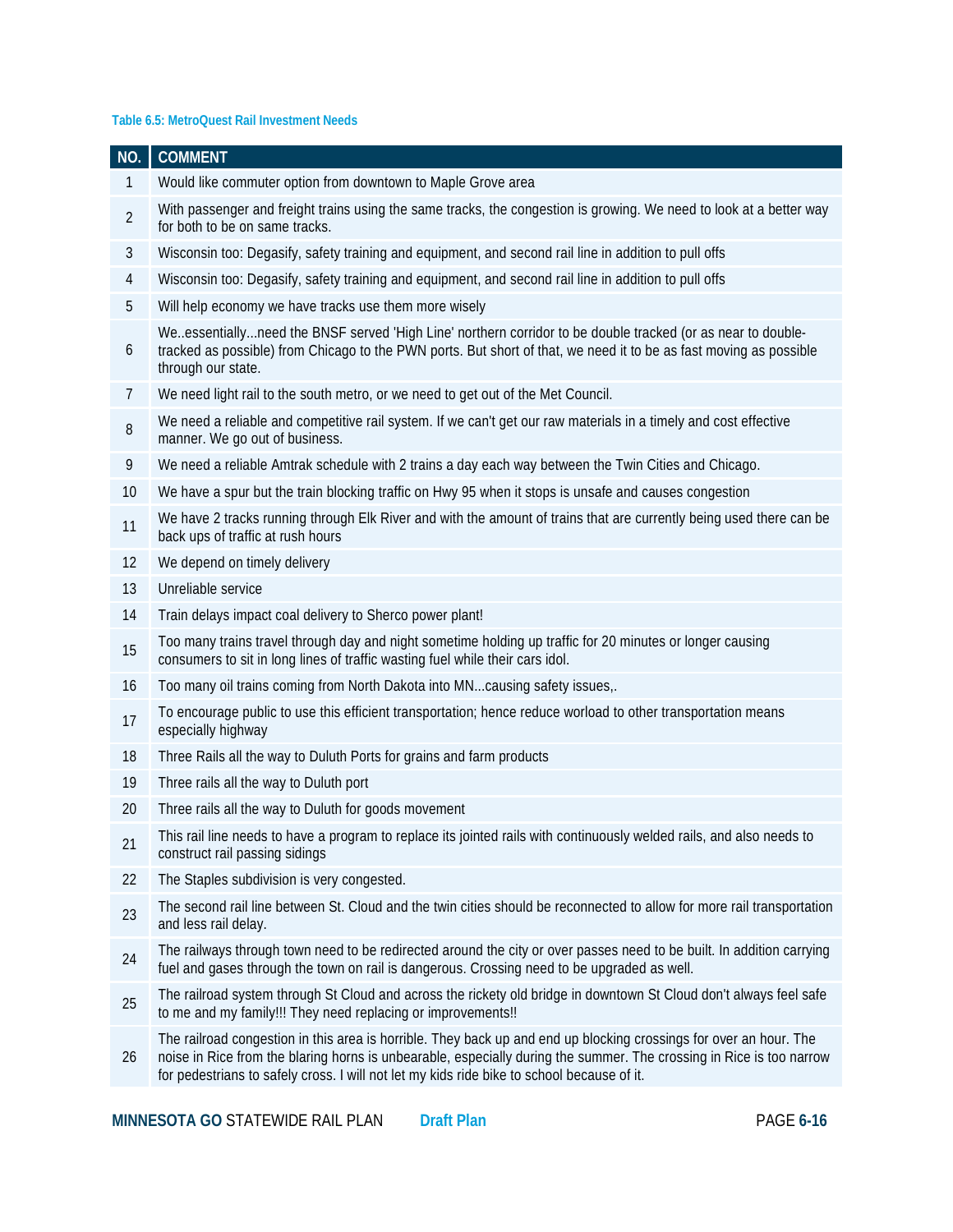**Table 6.5: MetroQuest Rail Investment Needs**

| NO. | COMMENT |
|---|---|
| 1 | Would like commuter option from downtown to Maple Grove area |
| 2 | With passenger and freight trains using the same tracks, the congestion is growing. We need to look at a better way for both to be on same tracks. |
| 3 | Wisconsin too: Degasify, safety training and equipment, and second rail line in addition to pull offs |
| 4 | Wisconsin too: Degasify, safety training and equipment, and second rail line in addition to pull offs |
| 5 | Will help economy we have tracks use them more wisely |
| 6 | We..essentially...need the BNSF served 'High Line' northern corridor to be double tracked (or as near to double-tracked as possible) from Chicago to the PWN ports. But short of that, we need it to be as fast moving as possible through our state. |
| 7 | We need light rail to the south metro, or we need to get out of the Met Council. |
| 8 | We need a reliable and competitive rail system. If we can't get our raw materials in a timely and cost effective manner. We go out of business. |
| 9 | We need a reliable Amtrak schedule with 2 trains a day each way between the Twin Cities and Chicago. |
| 10 | We have a spur but the train blocking traffic on Hwy 95 when it stops is unsafe and causes congestion |
| 11 | We have 2 tracks running through Elk River and with the amount of trains that are currently being used there can be back ups of traffic at rush hours |
| 12 | We depend on timely delivery |
| 13 | Unreliable service |
| 14 | Train delays impact coal delivery to Sherco power plant! |
| 15 | Too many trains travel through day and night sometime holding up traffic for 20 minutes or longer causing consumers to sit in long lines of traffic wasting fuel while their cars idol. |
| 16 | Too many oil trains coming from North Dakota into MN...causing safety issues,. |
| 17 | To encourage public to use this efficient transportation; hence reduce worload to other transportation means especially highway |
| 18 | Three Rails all the way to Duluth Ports for grains and farm products |
| 19 | Three rails all the way to Duluth port |
| 20 | Three rails all the way to Duluth for goods movement |
| 21 | This rail line needs to have a program to replace its jointed rails with continuously welded rails, and also needs to construct rail passing sidings |
| 22 | The Staples subdivision is very congested. |
| 23 | The second rail line between St. Cloud and the twin cities should be reconnected to allow for more rail transportation and less rail delay. |
| 24 | The railways through town need to be redirected around the city or over passes need to be built. In addition carrying fuel and gases through the town on rail is dangerous. Crossing need to be upgraded as well. |
| 25 | The railroad system through St Cloud and across the rickety old bridge in downtown St Cloud don't always feel safe to me and my family!!! They need replacing or improvements!! |
| 26 | The railroad congestion in this area is horrible. They back up and end up blocking crossings for over an hour. The noise in Rice from the blaring horns is unbearable, especially during the summer. The crossing in Rice is too narrow for pedestrians to safely cross. I will not let my kids ride bike to school because of it. |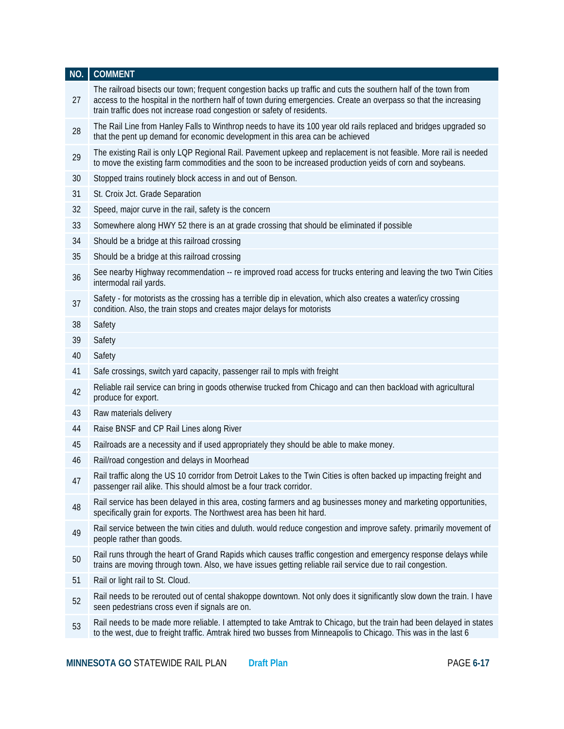| NO. | COMMENT |
|---|---|
| 27 | The railroad bisects our town; frequent congestion backs up traffic and cuts the southern half of the town from access to the hospital in the northern half of town during emergencies. Create an overpass so that the increasing train traffic does not increase road congestion or safety of residents. |
| 28 | The Rail Line from Hanley Falls to Winthrop needs to have its 100 year old rails replaced and bridges upgraded so that the pent up demand for economic development in this area can be achieved |
| 29 | The existing Rail is only LQP Regional Rail. Pavement upkeep and replacement is not feasible. More rail is needed to move the existing farm commodities and the soon to be increased production yeids of corn and soybeans. |
| 30 | Stopped trains routinely block access in and out of Benson. |
| 31 | St. Croix Jct. Grade Separation |
| 32 | Speed, major curve in the rail, safety is the concern |
| 33 | Somewhere along HWY 52 there is an at grade crossing that should be eliminated if possible |
| 34 | Should be a bridge at this railroad crossing |
| 35 | Should be a bridge at this railroad crossing |
| 36 | See nearby Highway recommendation -- re improved road access for trucks entering and leaving the two Twin Cities intermodal rail yards. |
| 37 | Safety - for motorists as the crossing has a terrible dip in elevation, which also creates a water/icy crossing condition. Also, the train stops and creates major delays for motorists |
| 38 | Safety |
| 39 | Safety |
| 40 | Safety |
| 41 | Safe crossings, switch yard capacity, passenger rail to mpls with freight |
| 42 | Reliable rail service can bring in goods otherwise trucked from Chicago and can then backload with agricultural produce for export. |
| 43 | Raw materials delivery |
| 44 | Raise BNSF and CP Rail Lines along River |
| 45 | Railroads are a necessity and if used appropriately they should be able to make money. |
| 46 | Rail/road congestion and delays in Moorhead |
| 47 | Rail traffic along the US 10 corridor from Detroit Lakes to the Twin Cities is often backed up impacting freight and passenger rail alike. This should almost be a four track corridor. |
| 48 | Rail service has been delayed in this area, costing farmers and ag businesses money and marketing opportunities, specifically grain for exports. The Northwest area has been hit hard. |
| 49 | Rail service between the twin cities and duluth. would reduce congestion and improve safety. primarily movement of people rather than goods. |
| 50 | Rail runs through the heart of Grand Rapids which causes traffic congestion and emergency response delays while trains are moving through town. Also, we have issues getting reliable rail service due to rail congestion. |
| 51 | Rail or light rail to St. Cloud. |
| 52 | Rail needs to be rerouted out of cental shakoppe downtown. Not only does it significantly slow down the train. I have seen pedestrians cross even if signals are on. |
| 53 | Rail needs to be made more reliable. I attempted to take Amtrak to Chicago, but the train had been delayed in states to the west, due to freight traffic. Amtrak hired two busses from Minneapolis to Chicago. This was in the last 6 |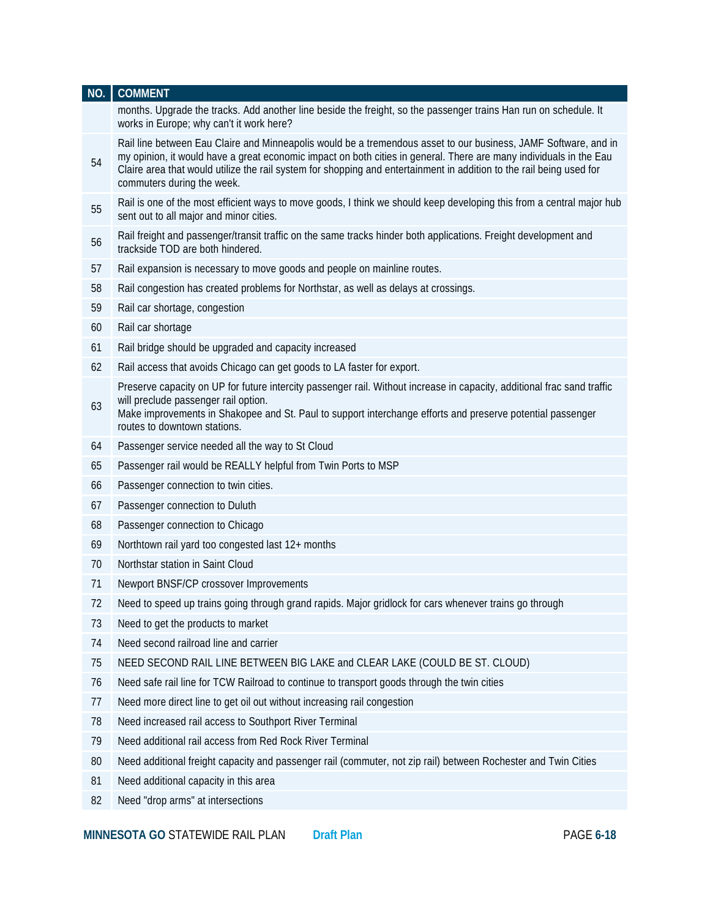| NO. | COMMENT |
|---|---|
| | months. Upgrade the tracks. Add another line beside the freight, so the passenger trains Han run on schedule. It works in Europe; why can't it work here? |
| 54 | Rail line between Eau Claire and Minneapolis would be a tremendous asset to our business, JAMF Software, and in my opinion, it would have a great economic impact on both cities in general. There are many individuals in the Eau Claire area that would utilize the rail system for shopping and entertainment in addition to the rail being used for commuters during the week. |
| 55 | Rail is one of the most efficient ways to move goods, I think we should keep developing this from a central major hub sent out to all major and minor cities. |
| 56 | Rail freight and passenger/transit traffic on the same tracks hinder both applications. Freight development and trackside TOD are both hindered. |
| 57 | Rail expansion is necessary to move goods and people on mainline routes. |
| 58 | Rail congestion has created problems for Northstar, as well as delays at crossings. |
| 59 | Rail car shortage, congestion |
| 60 | Rail car shortage |
| 61 | Rail bridge should be upgraded and capacity increased |
| 62 | Rail access that avoids Chicago can get goods to LA faster for export. |
| 63 | Preserve capacity on UP for future intercity passenger rail. Without increase in capacity, additional frac sand traffic will preclude passenger rail option.<br>Make improvements in Shakopee and St. Paul to support interchange efforts and preserve potential passenger routes to downtown stations. |
| 64 | Passenger service needed all the way to St Cloud |
| 65 | Passenger rail would be REALLY helpful from Twin Ports to MSP |
| 66 | Passenger connection to twin cities. |
| 67 | Passenger connection to Duluth |
| 68 | Passenger connection to Chicago |
| 69 | Northtown rail yard too congested last 12+ months |
| 70 | Northstar station in Saint Cloud |
| 71 | Newport BNSF/CP crossover Improvements |
| 72 | Need to speed up trains going through grand rapids. Major gridlock for cars whenever trains go through |
| 73 | Need to get the products to market |
| 74 | Need second railroad line and carrier |
| 75 | NEED SECOND RAIL LINE BETWEEN BIG LAKE and CLEAR LAKE (COULD BE ST. CLOUD) |
| 76 | Need safe rail line for TCW Railroad to continue to transport goods through the twin cities |
| 77 | Need more direct line to get oil out without increasing rail congestion |
| 78 | Need increased rail access to Southport River Terminal |
| 79 | Need additional rail access from Red Rock River Terminal |
| 80 | Need additional freight capacity and passenger rail (commuter, not zip rail) between Rochester and Twin Cities |
| 81 | Need additional capacity in this area |
| 82 | Need "drop arms" at intersections |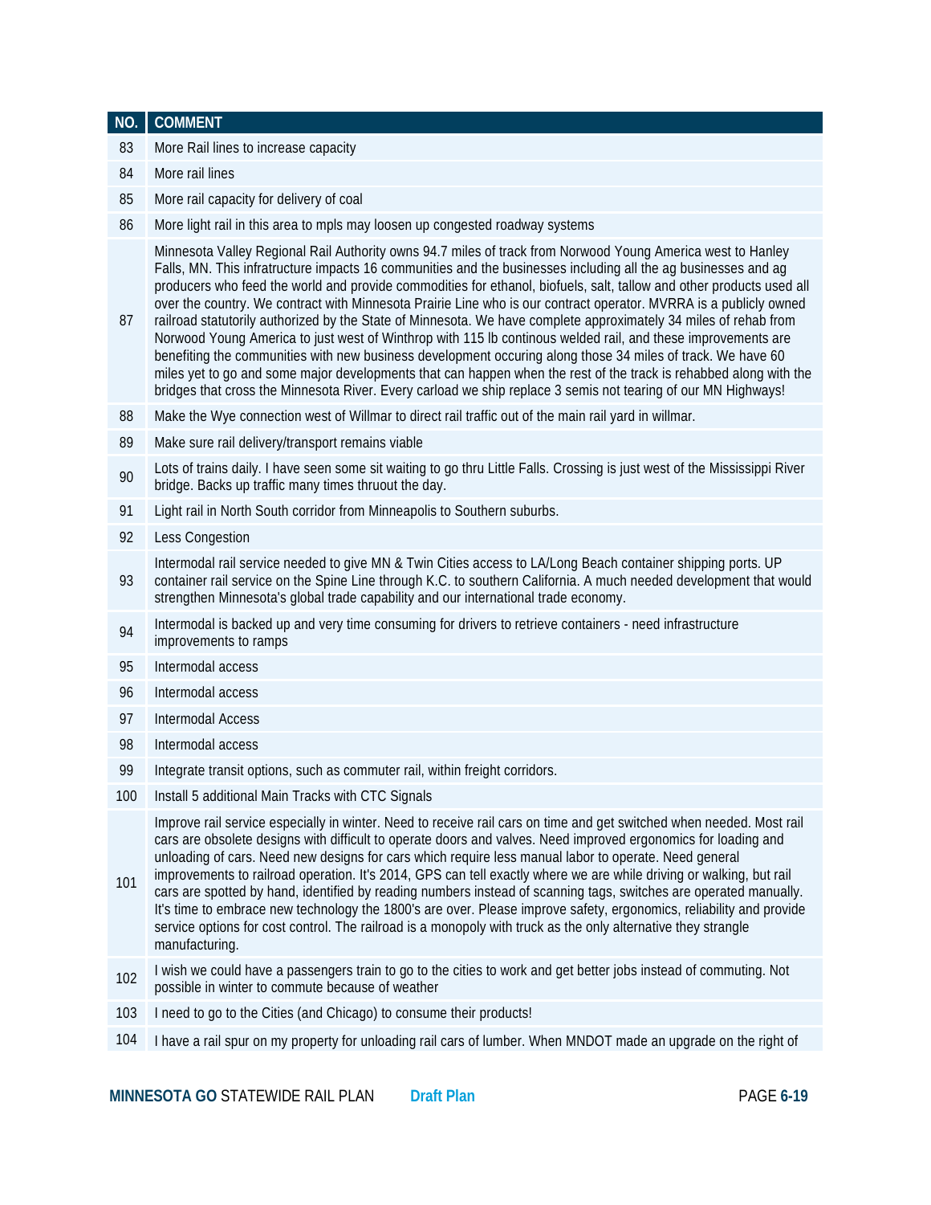| NO. | COMMENT |
|---|---|
| 83 | More Rail lines to increase capacity |
| 84 | More rail lines |
| 85 | More rail capacity for delivery of coal |
| 86 | More light rail in this area to mpls may loosen up congested roadway systems |
| 87 | Minnesota Valley Regional Rail Authority owns 94.7 miles of track from Norwood Young America west to Hanley Falls, MN. This infratructure impacts 16 communities and the businesses including all the ag businesses and ag producers who feed the world and provide commodities for ethanol, biofuels, salt, tallow and other products used all over the country. We contract with Minnesota Prairie Line who is our contract operator. MVRRA is a publicly owned railroad statutorily authorized by the State of Minnesota. We have complete approximately 34 miles of rehab from Norwood Young America to just west of Winthrop with 115 lb continous welded rail, and these improvements are benefiting the communities with new business development occuring along those 34 miles of track. We have 60 miles yet to go and some major developments that can happen when the rest of the track is rehabbed along with the bridges that cross the Minnesota River. Every carload we ship replace 3 semis not tearing of our MN Highways! |
| 88 | Make the Wye connection west of Willmar to direct rail traffic out of the main rail yard in willmar. |
| 89 | Make sure rail delivery/transport remains viable |
| 90 | Lots of trains daily. I have seen some sit waiting to go thru Little Falls. Crossing is just west of the Mississippi River bridge. Backs up traffic many times thruout the day. |
| 91 | Light rail in North South corridor from Minneapolis to Southern suburbs. |
| 92 | Less Congestion |
| 93 | Intermodal rail service needed to give MN & Twin Cities access to LA/Long Beach container shipping ports. UP container rail service on the Spine Line through K.C. to southern California. A much needed development that would strengthen Minnesota's global trade capability and our international trade economy. |
| 94 | Intermodal is backed up and very time consuming for drivers to retrieve containers - need infrastructure improvements to ramps |
| 95 | Intermodal access |
| 96 | Intermodal access |
| 97 | Intermodal Access |
| 98 | Intermodal access |
| 99 | Integrate transit options, such as commuter rail, within freight corridors. |
| 100 | Install 5 additional Main Tracks with CTC Signals |
| 101 | Improve rail service especially in winter. Need to receive rail cars on time and get switched when needed. Most rail cars are obsolete designs with difficult to operate doors and valves. Need improved ergonomics for loading and unloading of cars. Need new designs for cars which require less manual labor to operate. Need general improvements to railroad operation. It's 2014, GPS can tell exactly where we are while driving or walking, but rail cars are spotted by hand, identified by reading numbers instead of scanning tags, switches are operated manually. It's time to embrace new technology the 1800's are over. Please improve safety, ergonomics, reliability and provide service options for cost control. The railroad is a monopoly with truck as the only alternative they strangle manufacturing. |
| 102 | I wish we could have a passengers train to go to the cities to work and get better jobs instead of commuting. Not possible in winter to commute because of weather |
| 103 | I need to go to the Cities (and Chicago) to consume their products! |
| 104 | I have a rail spur on my property for unloading rail cars of lumber. When MNDOT made an upgrade on the right of |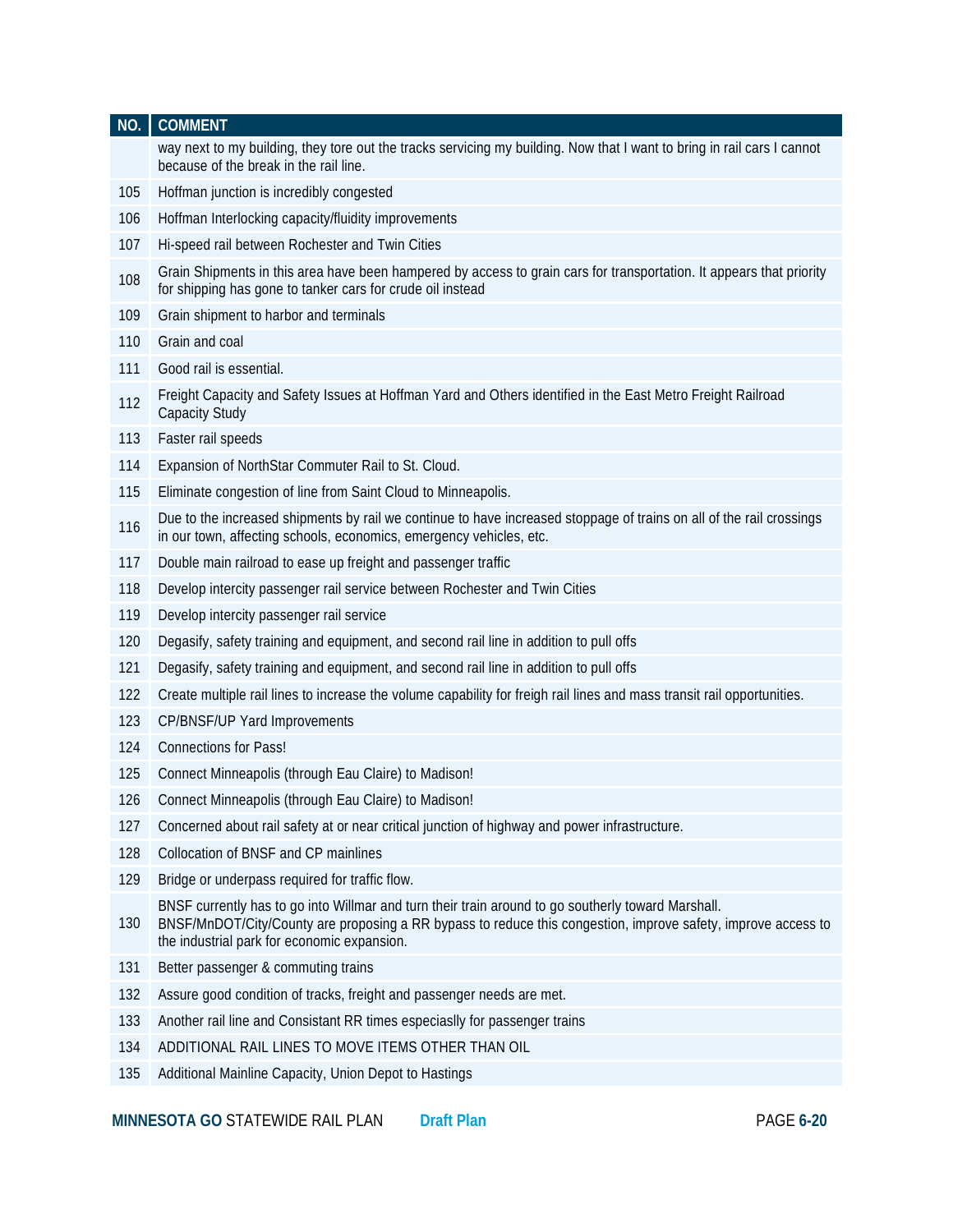| NO. | COMMENT |
|---|---|
| | way next to my building, they tore out the tracks servicing my building. Now that I want to bring in rail cars I cannot because of the break in the rail line. |
| 105 | Hoffman junction is incredibly congested |
| 106 | Hoffman Interlocking capacity/fluidity improvements |
| 107 | Hi-speed rail between Rochester and Twin Cities |
| 108 | Grain Shipments in this area have been hampered by access to grain cars for transportation. It appears that priority for shipping has gone to tanker cars for crude oil instead |
| 109 | Grain shipment to harbor and terminals |
| 110 | Grain and coal |
| 111 | Good rail is essential. |
| 112 | Freight Capacity and Safety Issues at Hoffman Yard and Others identified in the East Metro Freight Railroad Capacity Study |
| 113 | Faster rail speeds |
| 114 | Expansion of NorthStar Commuter Rail to St. Cloud. |
| 115 | Eliminate congestion of line from Saint Cloud to Minneapolis. |
| 116 | Due to the increased shipments by rail we continue to have increased stoppage of trains on all of the rail crossings in our town, affecting schools, economics, emergency vehicles, etc. |
| 117 | Double main railroad to ease up freight and passenger traffic |
| 118 | Develop intercity passenger rail service between Rochester and Twin Cities |
| 119 | Develop intercity passenger rail service |
| 120 | Degasify, safety training and equipment, and second rail line in addition to pull offs |
| 121 | Degasify, safety training and equipment, and second rail line in addition to pull offs |
| 122 | Create multiple rail lines to increase the volume capability for freigh rail lines and mass transit rail opportunities. |
| 123 | CP/BNSF/UP Yard Improvements |
| 124 | Connections for Pass! |
| 125 | Connect Minneapolis (through Eau Claire) to Madison! |
| 126 | Connect Minneapolis (through Eau Claire) to Madison! |
| 127 | Concerned about rail safety at or near critical junction of highway and power infrastructure. |
| 128 | Collocation of BNSF and CP mainlines |
| 129 | Bridge or underpass required for traffic flow. |
| 130 | BNSF currently has to go into Willmar and turn their train around to go southerly toward Marshall. BNSF/MnDOT/City/County are proposing a RR bypass to reduce this congestion, improve safety, improve access to the industrial park for economic expansion. |
| 131 | Better passenger & commuting trains |
| 132 | Assure good condition of tracks, freight and passenger needs are met. |
| 133 | Another rail line and Consistant RR times especiaslly for passenger trains |
| 134 | ADDITIONAL RAIL LINES TO MOVE ITEMS OTHER THAN OIL |
| 135 | Additional Mainline Capacity, Union Depot to Hastings |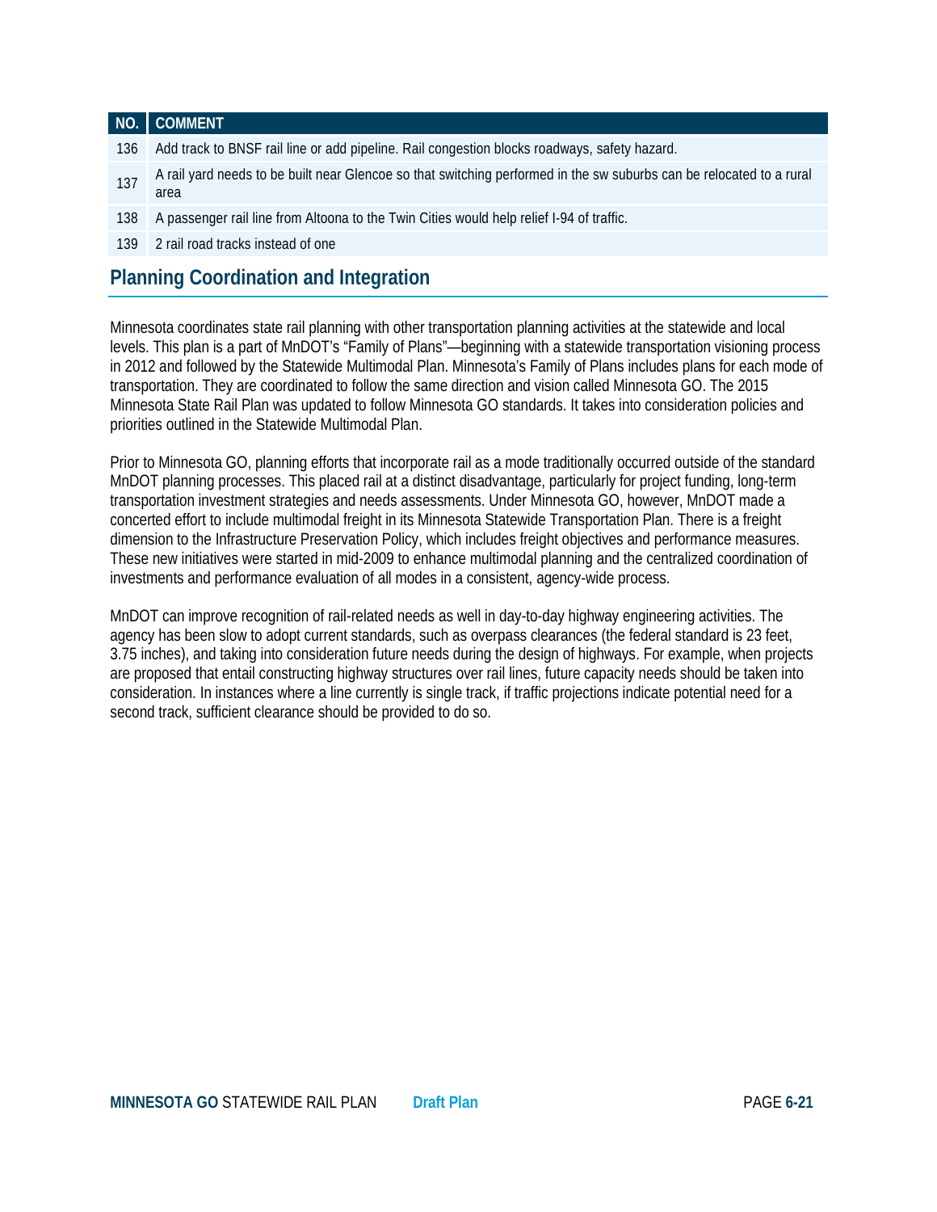| NO. | COMMENT |
| --- | --- |
| 136 | Add track to BNSF rail line or add pipeline. Rail congestion blocks roadways, safety hazard. |
| 137 | A rail yard needs to be built near Glencoe so that switching performed in the sw suburbs can be relocated to a rural area |
| 138 | A passenger rail line from Altoona to the Twin Cities would help relief I-94 of traffic. |
| 139 | 2 rail road tracks instead of one |

## Planning Coordination and Integration

Minnesota coordinates state rail planning with other transportation planning activities at the statewide and local levels. This plan is a part of MnDOT's "Family of Plans"—beginning with a statewide transportation visioning process in 2012 and followed by the Statewide Multimodal Plan. Minnesota's Family of Plans includes plans for each mode of transportation. They are coordinated to follow the same direction and vision called Minnesota GO. The 2015 Minnesota State Rail Plan was updated to follow Minnesota GO standards. It takes into consideration policies and priorities outlined in the Statewide Multimodal Plan.

Prior to Minnesota GO, planning efforts that incorporate rail as a mode traditionally occurred outside of the standard MnDOT planning processes. This placed rail at a distinct disadvantage, particularly for project funding, long-term transportation investment strategies and needs assessments. Under Minnesota GO, however, MnDOT made a concerted effort to include multimodal freight in its Minnesota Statewide Transportation Plan. There is a freight dimension to the Infrastructure Preservation Policy, which includes freight objectives and performance measures. These new initiatives were started in mid-2009 to enhance multimodal planning and the centralized coordination of investments and performance evaluation of all modes in a consistent, agency-wide process.

MnDOT can improve recognition of rail-related needs as well in day-to-day highway engineering activities. The agency has been slow to adopt current standards, such as overpass clearances (the federal standard is 23 feet, 3.75 inches), and taking into consideration future needs during the design of highways. For example, when projects are proposed that entail constructing highway structures over rail lines, future capacity needs should be taken into consideration. In instances where a line currently is single track, if traffic projections indicate potential need for a second track, sufficient clearance should be provided to do so.